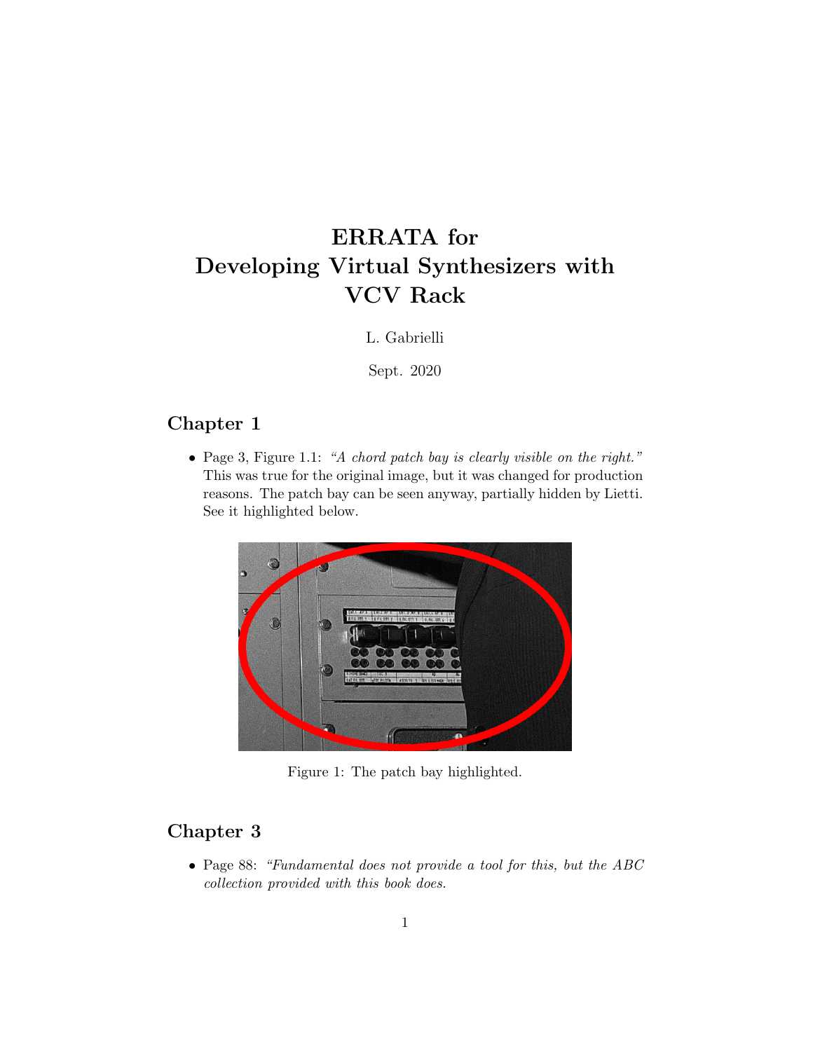# ERRATA for Developing Virtual Synthesizers with VCV Rack

L. Gabrielli

Sept. 2020

## Chapter 1

- Page 3, Figure 1.1: *"A chord patch bay is clearly visible on the right."* This was true for the original image, but it was changed for production reasons. The patch bay can be seen anyway, partially hidden by Lietti. See it highlighted below.

Figure 1: The patch bay highlighted.

## Chapter 3

- Page 88: *"Fundamental does not provide a tool for this, but the ABC collection provided with this book does.*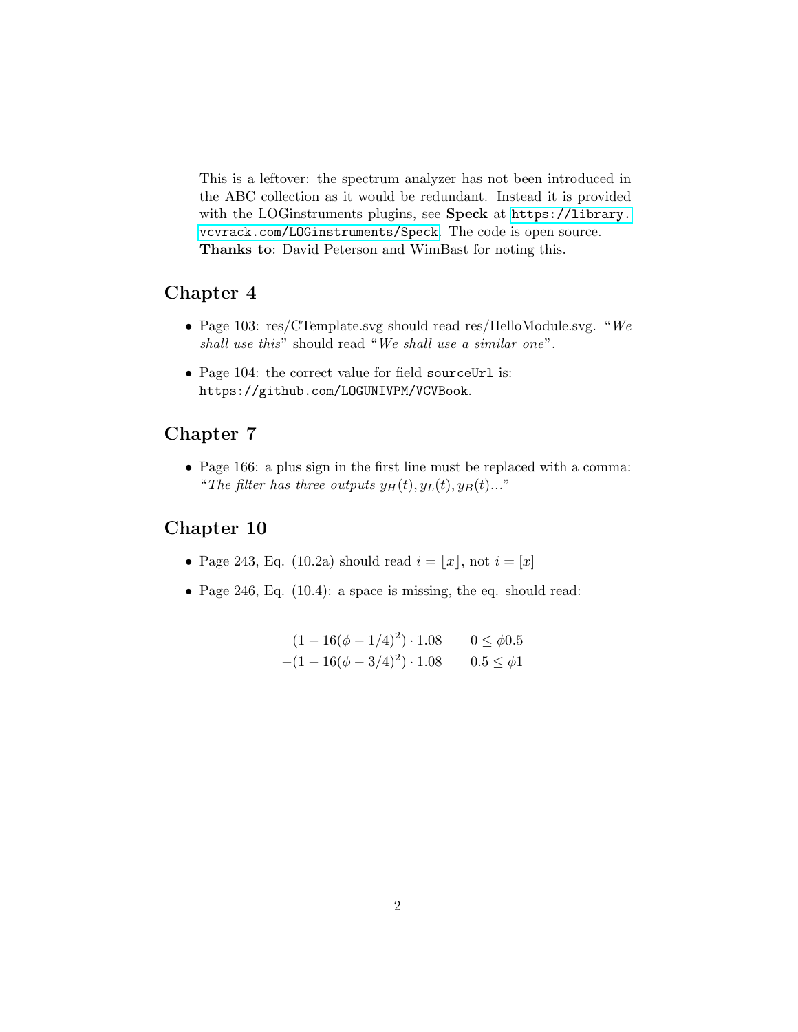This is a leftover: the spectrum analyzer has not been introduced in the ABC collection as it would be redundant. Instead it is provided with the LOGinstruments plugins, see **Speck** at `https://library.vcvrack.com/LOGinstruments/Speck`. The code is open source.
**Thanks to**: David Peterson and WimBast for noting this.

## Chapter 4

- Page 103: res/CTemplate.svg should read res/HelloModule.svg. "*We shall use this*" should read "*We shall use a similar one*".
- Page 104: the correct value for field `sourceUrl` is: `https://github.com/LOGUNIVPM/VCVBook`.

## Chapter 7

- Page 166: a plus sign in the first line must be replaced with a comma: "*The filter has three outputs* $y_H(t), y_L(t), y_B(t)$*...*"

## Chapter 10

- Page 243, Eq. (10.2a) should read $i = \lfloor x \rfloor$, not $i = [x]$
- Page 246, Eq. (10.4): a space is missing, the eq. should read:

$$\begin{array}{rl} (1 - 16(\phi - 1/4)^2) \cdot 1.08 & 0 \leq \phi 0.5 \\ -(1 - 16(\phi - 3/4)^2) \cdot 1.08 & 0.5 \leq \phi 1 \end{array}$$